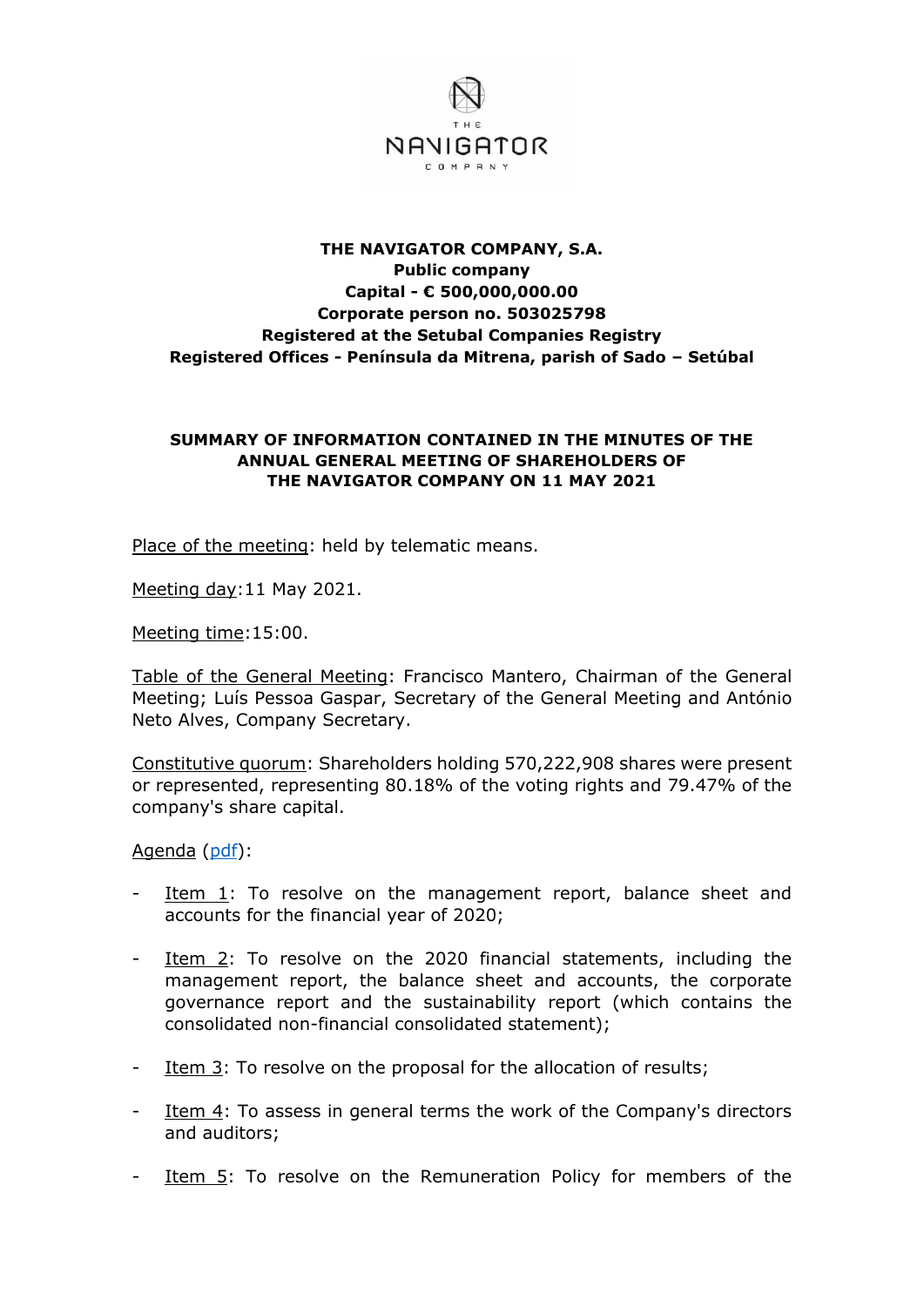**THE NAVIGATOR COMPANY, S.A.**
**Public company**
**Capital - € 500,000,000.00**
**Corporate person no. 503025798**
**Registered at the Setubal Companies Registry**
**Registered Offices - Península da Mitrena, parish of Sado – Setúbal**

**SUMMARY OF INFORMATION CONTAINED IN THE MINUTES OF THE ANNUAL GENERAL MEETING OF SHAREHOLDERS OF THE NAVIGATOR COMPANY ON 11 MAY 2021**

Place of the meeting: held by telematic means.

Meeting day:11 May 2021.

Meeting time:15:00.

Table of the General Meeting: Francisco Mantero, Chairman of the General Meeting; Luís Pessoa Gaspar, Secretary of the General Meeting and António Neto Alves, Company Secretary.

Constitutive quorum: Shareholders holding 570,222,908 shares were present or represented, representing 80.18% of the voting rights and 79.47% of the company's share capital.

Agenda (pdf):

- Item 1: To resolve on the management report, balance sheet and accounts for the financial year of 2020;
- Item 2: To resolve on the 2020 financial statements, including the management report, the balance sheet and accounts, the corporate governance report and the sustainability report (which contains the consolidated non-financial consolidated statement);
- Item 3: To resolve on the proposal for the allocation of results;
- Item 4: To assess in general terms the work of the Company's directors and auditors;
- Item 5: To resolve on the Remuneration Policy for members of the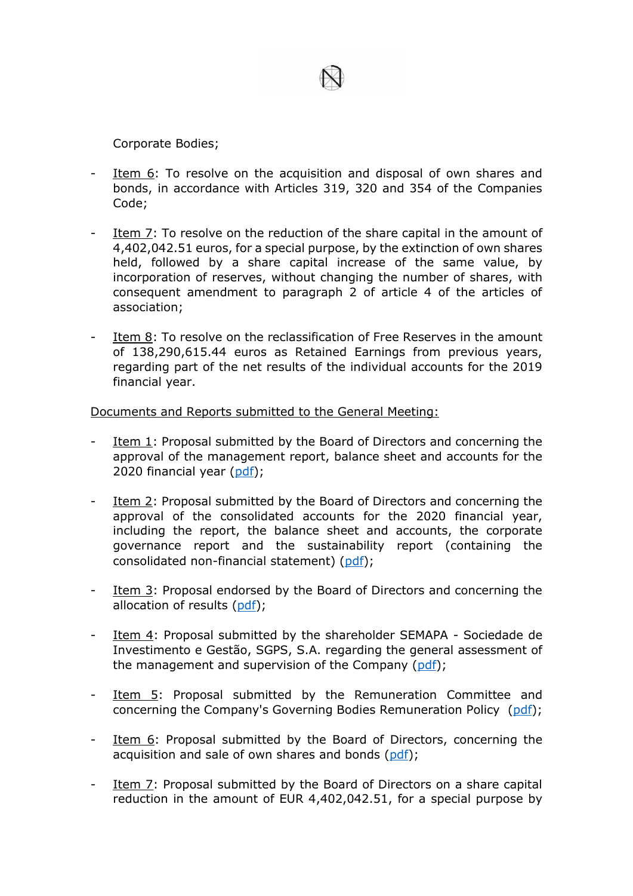Corporate Bodies;

- Item 6: To resolve on the acquisition and disposal of own shares and bonds, in accordance with Articles 319, 320 and 354 of the Companies Code;

- Item 7: To resolve on the reduction of the share capital in the amount of 4,402,042.51 euros, for a special purpose, by the extinction of own shares held, followed by a share capital increase of the same value, by incorporation of reserves, without changing the number of shares, with consequent amendment to paragraph 2 of article 4 of the articles of association;

- Item 8: To resolve on the reclassification of Free Reserves in the amount of 138,290,615.44 euros as Retained Earnings from previous years, regarding part of the net results of the individual accounts for the 2019 financial year.

Documents and Reports submitted to the General Meeting:

- Item 1: Proposal submitted by the Board of Directors and concerning the approval of the management report, balance sheet and accounts for the 2020 financial year (pdf);

- Item 2: Proposal submitted by the Board of Directors and concerning the approval of the consolidated accounts for the 2020 financial year, including the report, the balance sheet and accounts, the corporate governance report and the sustainability report (containing the consolidated non-financial statement) (pdf);

- Item 3: Proposal endorsed by the Board of Directors and concerning the allocation of results (pdf);

- Item 4: Proposal submitted by the shareholder SEMAPA - Sociedade de Investimento e Gestão, SGPS, S.A. regarding the general assessment of the management and supervision of the Company (pdf);

- Item 5: Proposal submitted by the Remuneration Committee and concerning the Company's Governing Bodies Remuneration Policy (pdf);

- Item 6: Proposal submitted by the Board of Directors, concerning the acquisition and sale of own shares and bonds (pdf);

- Item 7: Proposal submitted by the Board of Directors on a share capital reduction in the amount of EUR 4,402,042.51, for a special purpose by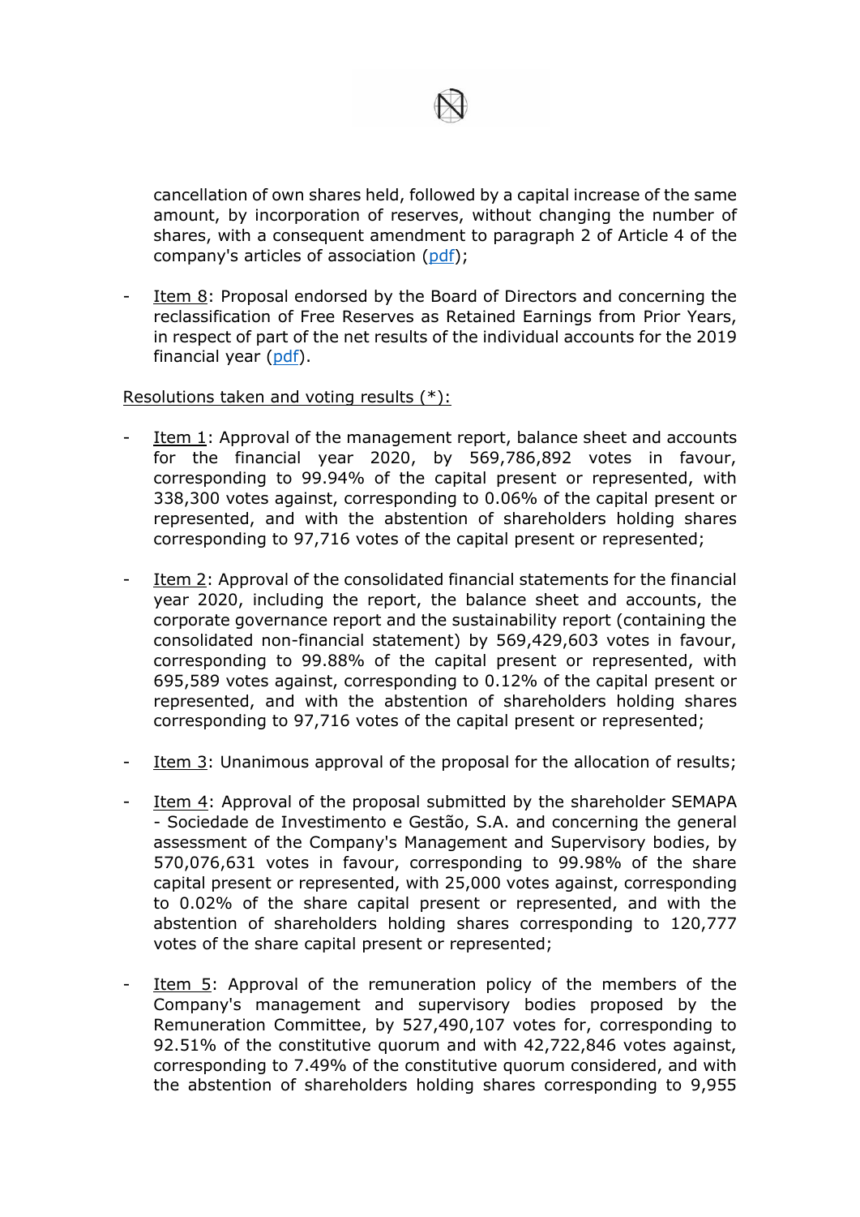cancellation of own shares held, followed by a capital increase of the same amount, by incorporation of reserves, without changing the number of shares, with a consequent amendment to paragraph 2 of Article 4 of the company's articles of association (pdf);

- Item 8: Proposal endorsed by the Board of Directors and concerning the reclassification of Free Reserves as Retained Earnings from Prior Years, in respect of part of the net results of the individual accounts for the 2019 financial year (pdf).

Resolutions taken and voting results (*):

- Item 1: Approval of the management report, balance sheet and accounts for the financial year 2020, by 569,786,892 votes in favour, corresponding to 99.94% of the capital present or represented, with 338,300 votes against, corresponding to 0.06% of the capital present or represented, and with the abstention of shareholders holding shares corresponding to 97,716 votes of the capital present or represented;

- Item 2: Approval of the consolidated financial statements for the financial year 2020, including the report, the balance sheet and accounts, the corporate governance report and the sustainability report (containing the consolidated non-financial statement) by 569,429,603 votes in favour, corresponding to 99.88% of the capital present or represented, with 695,589 votes against, corresponding to 0.12% of the capital present or represented, and with the abstention of shareholders holding shares corresponding to 97,716 votes of the capital present or represented;

- Item 3: Unanimous approval of the proposal for the allocation of results;

- Item 4: Approval of the proposal submitted by the shareholder SEMAPA - Sociedade de Investimento e Gestão, S.A. and concerning the general assessment of the Company's Management and Supervisory bodies, by 570,076,631 votes in favour, corresponding to 99.98% of the share capital present or represented, with 25,000 votes against, corresponding to 0.02% of the share capital present or represented, and with the abstention of shareholders holding shares corresponding to 120,777 votes of the share capital present or represented;

- Item 5: Approval of the remuneration policy of the members of the Company's management and supervisory bodies proposed by the Remuneration Committee, by 527,490,107 votes for, corresponding to 92.51% of the constitutive quorum and with 42,722,846 votes against, corresponding to 7.49% of the constitutive quorum considered, and with the abstention of shareholders holding shares corresponding to 9,955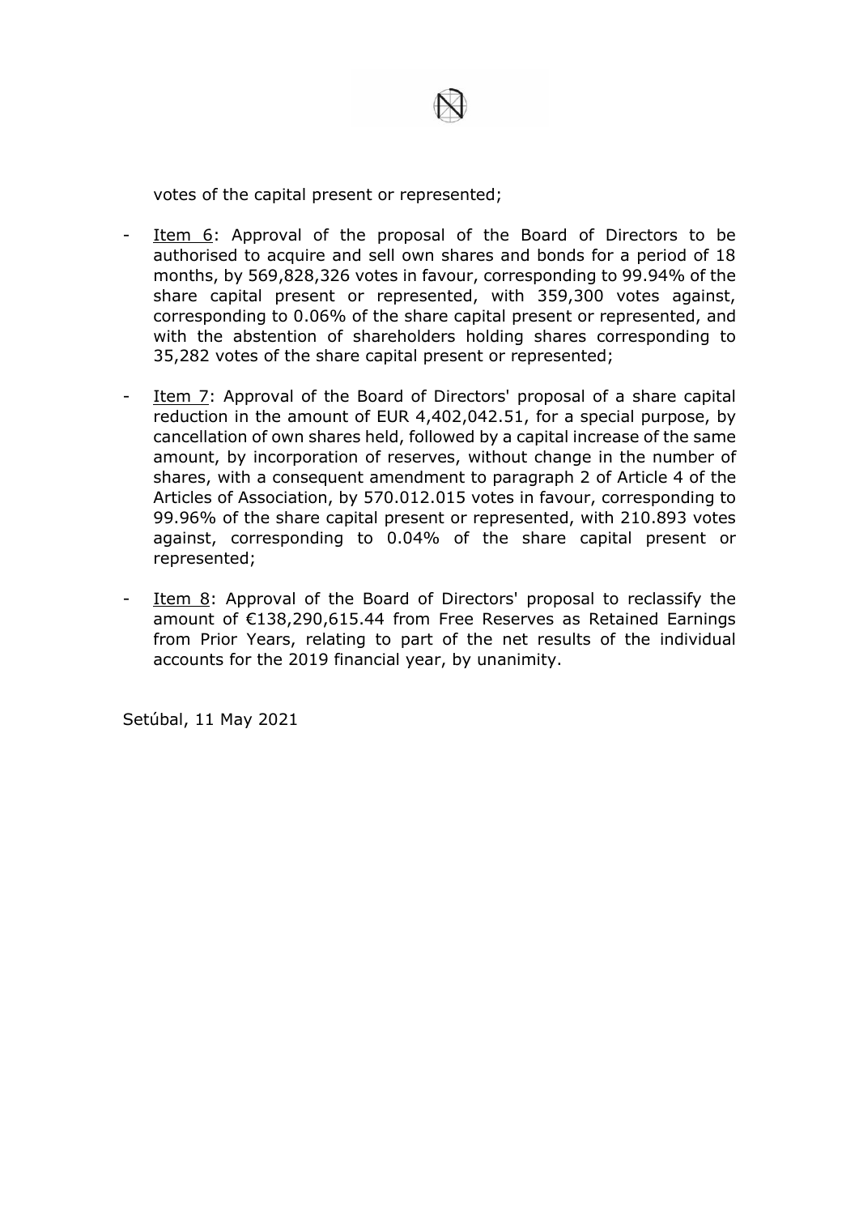votes of the capital present or represented;

- Item 6: Approval of the proposal of the Board of Directors to be authorised to acquire and sell own shares and bonds for a period of 18 months, by 569,828,326 votes in favour, corresponding to 99.94% of the share capital present or represented, with 359,300 votes against, corresponding to 0.06% of the share capital present or represented, and with the abstention of shareholders holding shares corresponding to 35,282 votes of the share capital present or represented;

- Item 7: Approval of the Board of Directors' proposal of a share capital reduction in the amount of EUR 4,402,042.51, for a special purpose, by cancellation of own shares held, followed by a capital increase of the same amount, by incorporation of reserves, without change in the number of shares, with a consequent amendment to paragraph 2 of Article 4 of the Articles of Association, by 570.012.015 votes in favour, corresponding to 99.96% of the share capital present or represented, with 210.893 votes against, corresponding to 0.04% of the share capital present or represented;

- Item 8: Approval of the Board of Directors' proposal to reclassify the amount of €138,290,615.44 from Free Reserves as Retained Earnings from Prior Years, relating to part of the net results of the individual accounts for the 2019 financial year, by unanimity.

Setúbal, 11 May 2021